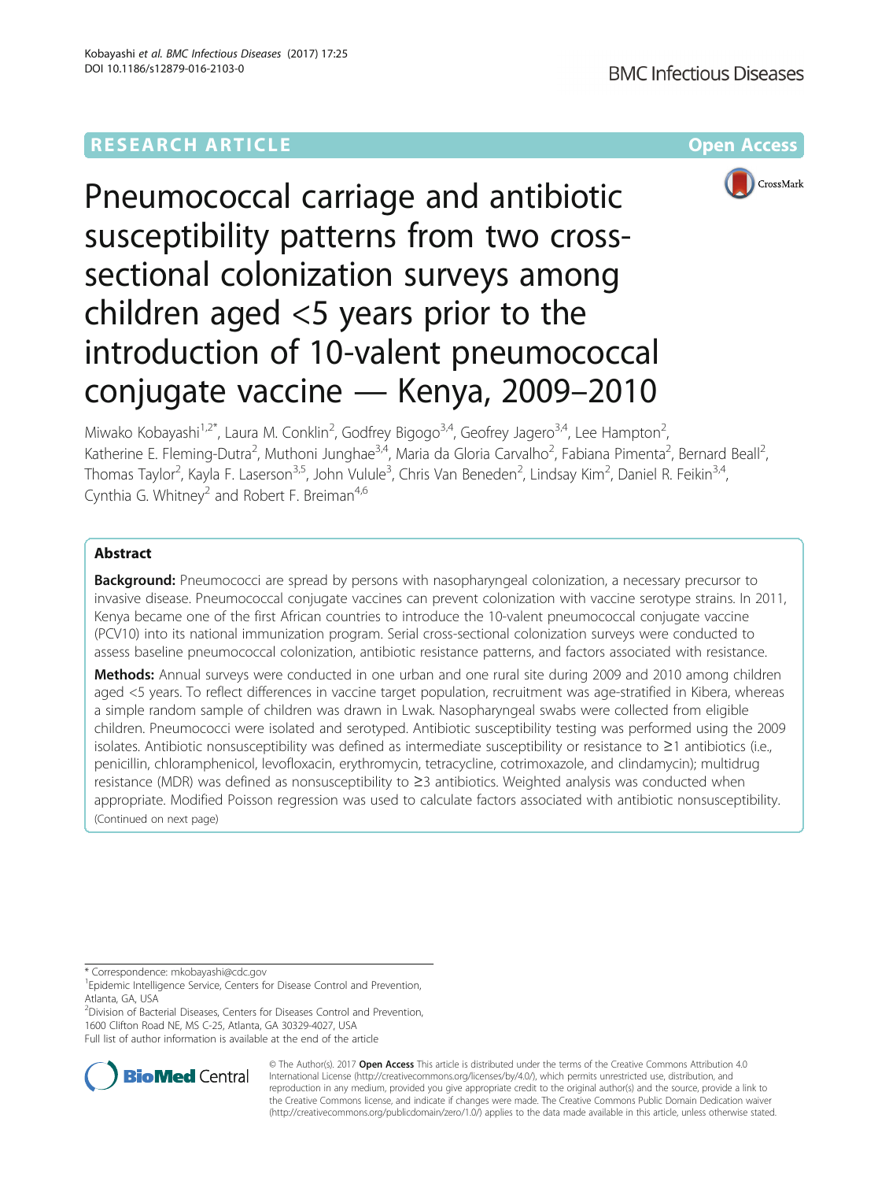RESEARCH ARTICLE

Open Access

# Pneumococcal carriage and antibiotic susceptibility patterns from two cross-sectional colonization surveys among children aged <5 years prior to the introduction of 10-valent pneumococcal conjugate vaccine — Kenya, 2009–2010

Miwako Kobayashi[1,2*], Laura M. Conklin[2], Godfrey Bigogo[3,4], Geoffrey Jagero[3,4], Lee Hampton[2], Katherine E. Fleming-Dutra[2], Muthoni Junghae[3,4], Maria da Gloria Carvalho[2], Fabiana Pimenta[2], Bernard Beall[2], Thomas Taylor[2], Kayla F. Laserson[3,5], John Vulule[3], Chris Van Beneden[2], Lindsay Kim[2], Daniel R. Feikin[3,4], Cynthia G. Whitney[2] and Robert F. Breiman[4,6]

## Abstract

**Background:** Pneumococci are spread by persons with nasopharyngeal colonization, a necessary precursor to invasive disease. Pneumococcal conjugate vaccines can prevent colonization with vaccine serotype strains. In 2011, Kenya became one of the first African countries to introduce the 10-valent pneumococcal conjugate vaccine (PCV10) into its national immunization program. Serial cross-sectional colonization surveys were conducted to assess baseline pneumococcal colonization, antibiotic resistance patterns, and factors associated with resistance.

**Methods:** Annual surveys were conducted in one urban and one rural site during 2009 and 2010 among children aged <5 years. To reflect differences in vaccine target population, recruitment was age-stratified in Kibera, whereas a simple random sample of children was drawn in Lwak. Nasopharyngeal swabs were collected from eligible children. Pneumococci were isolated and serotyped. Antibiotic susceptibility testing was performed using the 2009 isolates. Antibiotic nonsusceptibility was defined as intermediate susceptibility or resistance to ≥1 antibiotics (i.e., penicillin, chloramphenicol, levofloxacin, erythromycin, tetracycline, cotrimoxazole, and clindamycin); multidrug resistance (MDR) was defined as nonsusceptibility to ≥3 antibiotics. Weighted analysis was conducted when appropriate. Modified Poisson regression was used to calculate factors associated with antibiotic nonsusceptibility.

(Continued on next page)

\* Correspondence: mkobayashi@cdc.gov

[1]Epidemic Intelligence Service, Centers for Disease Control and Prevention, Atlanta, GA, USA

[2]Division of Bacterial Diseases, Centers for Diseases Control and Prevention, 1600 Clifton Road NE, MS C-25, Atlanta, GA 30329-4027, USA

Full list of author information is available at the end of the article

© The Author(s). 2017 **Open Access** This article is distributed under the terms of the Creative Commons Attribution 4.0 International License (http://creativecommons.org/licenses/by/4.0/), which permits unrestricted use, distribution, and reproduction in any medium, provided you give appropriate credit to the original author(s) and the source, provide a link to the Creative Commons license, and indicate if changes were made. The Creative Commons Public Domain Dedication waiver (http://creativecommons.org/publicdomain/zero/1.0/) applies to the data made available in this article, unless otherwise stated.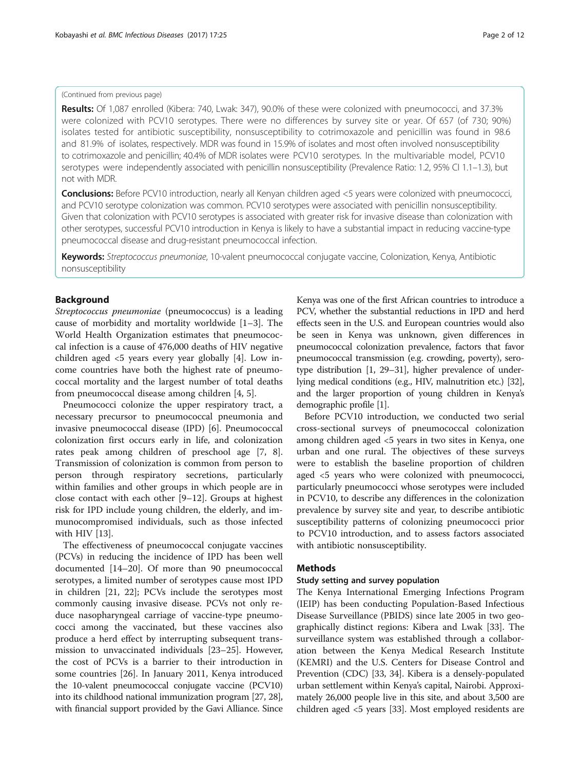(Continued from previous page)

**Results:** Of 1,087 enrolled (Kibera: 740, Lwak: 347), 90.0% of these were colonized with pneumococci, and 37.3% were colonized with PCV10 serotypes. There were no differences by survey site or year. Of 657 (of 730; 90%) isolates tested for antibiotic susceptibility, nonsusceptibility to cotrimoxazole and penicillin was found in 98.6 and 81.9% of isolates, respectively. MDR was found in 15.9% of isolates and most often involved nonsusceptibility to cotrimoxazole and penicillin; 40.4% of MDR isolates were PCV10 serotypes. In the multivariable model, PCV10 serotypes were independently associated with penicillin nonsusceptibility (Prevalence Ratio: 1.2, 95% CI 1.1–1.3), but not with MDR.

**Conclusions:** Before PCV10 introduction, nearly all Kenyan children aged <5 years were colonized with pneumococci, and PCV10 serotype colonization was common. PCV10 serotypes were associated with penicillin nonsusceptibility. Given that colonization with PCV10 serotypes is associated with greater risk for invasive disease than colonization with other serotypes, successful PCV10 introduction in Kenya is likely to have a substantial impact in reducing vaccine-type pneumococcal disease and drug-resistant pneumococcal infection.

**Keywords:** *Streptococcus pneumoniae*, 10-valent pneumococcal conjugate vaccine, Colonization, Kenya, Antibiotic nonsusceptibility

## Background

*Streptococcus pneumoniae* (pneumococcus) is a leading cause of morbidity and mortality worldwide [1–3]. The World Health Organization estimates that pneumococcal infection is a cause of 476,000 deaths of HIV negative children aged <5 years every year globally [4]. Low income countries have both the highest rate of pneumococcal mortality and the largest number of total deaths from pneumococcal disease among children [4, 5].

Pneumococci colonize the upper respiratory tract, a necessary precursor to pneumococcal pneumonia and invasive pneumococcal disease (IPD) [6]. Pneumococcal colonization first occurs early in life, and colonization rates peak among children of preschool age [7, 8]. Transmission of colonization is common from person to person through respiratory secretions, particularly within families and other groups in which people are in close contact with each other [9–12]. Groups at highest risk for IPD include young children, the elderly, and immunocompromised individuals, such as those infected with HIV [13].

The effectiveness of pneumococcal conjugate vaccines (PCVs) in reducing the incidence of IPD has been well documented [14–20]. Of more than 90 pneumococcal serotypes, a limited number of serotypes cause most IPD in children [21, 22]; PCVs include the serotypes most commonly causing invasive disease. PCVs not only reduce nasopharyngeal carriage of vaccine-type pneumococci among the vaccinated, but these vaccines also produce a herd effect by interrupting subsequent transmission to unvaccinated individuals [23–25]. However, the cost of PCVs is a barrier to their introduction in some countries [26]. In January 2011, Kenya introduced the 10-valent pneumococcal conjugate vaccine (PCV10) into its childhood national immunization program [27, 28], with financial support provided by the Gavi Alliance. Since Kenya was one of the first African countries to introduce a PCV, whether the substantial reductions in IPD and herd effects seen in the U.S. and European countries would also be seen in Kenya was unknown, given differences in pneumococcal colonization prevalence, factors that favor pneumococcal transmission (e.g. crowding, poverty), serotype distribution [1, 29–31], higher prevalence of underlying medical conditions (e.g., HIV, malnutrition etc.) [32], and the larger proportion of young children in Kenya's demographic profile [1].

Before PCV10 introduction, we conducted two serial cross-sectional surveys of pneumococcal colonization among children aged <5 years in two sites in Kenya, one urban and one rural. The objectives of these surveys were to establish the baseline proportion of children aged <5 years who were colonized with pneumococci, particularly pneumococci whose serotypes were included in PCV10, to describe any differences in the colonization prevalence by survey site and year, to describe antibiotic susceptibility patterns of colonizing pneumococci prior to PCV10 introduction, and to assess factors associated with antibiotic nonsusceptibility.

## Methods

### Study setting and survey population

The Kenya International Emerging Infections Program (IEIP) has been conducting Population-Based Infectious Disease Surveillance (PBIDS) since late 2005 in two geographically distinct regions: Kibera and Lwak [33]. The surveillance system was established through a collaboration between the Kenya Medical Research Institute (KEMRI) and the U.S. Centers for Disease Control and Prevention (CDC) [33, 34]. Kibera is a densely-populated urban settlement within Kenya's capital, Nairobi. Approximately 26,000 people live in this site, and about 3,500 are children aged <5 years [33]. Most employed residents are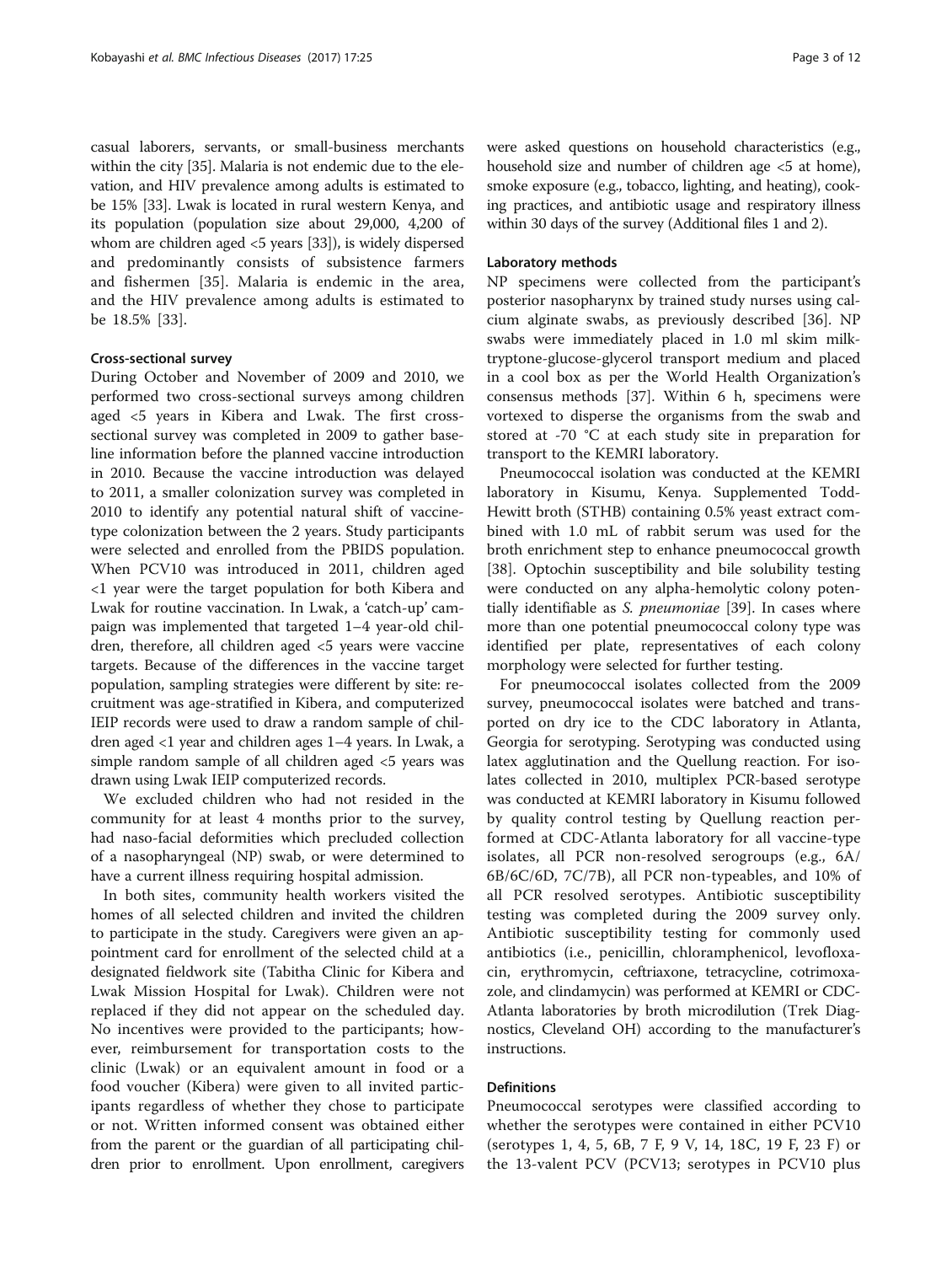casual laborers, servants, or small-business merchants within the city [35]. Malaria is not endemic due to the elevation, and HIV prevalence among adults is estimated to be 15% [33]. Lwak is located in rural western Kenya, and its population (population size about 29,000, 4,200 of whom are children aged <5 years [33]), is widely dispersed and predominantly consists of subsistence farmers and fishermen [35]. Malaria is endemic in the area, and the HIV prevalence among adults is estimated to be 18.5% [33].

### Cross-sectional survey

During October and November of 2009 and 2010, we performed two cross-sectional surveys among children aged <5 years in Kibera and Lwak. The first cross-sectional survey was completed in 2009 to gather baseline information before the planned vaccine introduction in 2010. Because the vaccine introduction was delayed to 2011, a smaller colonization survey was completed in 2010 to identify any potential natural shift of vaccine-type colonization between the 2 years. Study participants were selected and enrolled from the PBIDS population. When PCV10 was introduced in 2011, children aged <1 year were the target population for both Kibera and Lwak for routine vaccination. In Lwak, a 'catch-up' campaign was implemented that targeted 1–4 year-old children, therefore, all children aged <5 years were vaccine targets. Because of the differences in the vaccine target population, sampling strategies were different by site: recruitment was age-stratified in Kibera, and computerized IEIP records were used to draw a random sample of children aged <1 year and children ages 1–4 years. In Lwak, a simple random sample of all children aged <5 years was drawn using Lwak IEIP computerized records.

We excluded children who had not resided in the community for at least 4 months prior to the survey, had naso-facial deformities which precluded collection of a nasopharyngeal (NP) swab, or were determined to have a current illness requiring hospital admission.

In both sites, community health workers visited the homes of all selected children and invited the children to participate in the study. Caregivers were given an appointment card for enrollment of the selected child at a designated fieldwork site (Tabitha Clinic for Kibera and Lwak Mission Hospital for Lwak). Children were not replaced if they did not appear on the scheduled day. No incentives were provided to the participants; however, reimbursement for transportation costs to the clinic (Lwak) or an equivalent amount in food or a food voucher (Kibera) were given to all invited participants regardless of whether they chose to participate or not. Written informed consent was obtained either from the parent or the guardian of all participating children prior to enrollment. Upon enrollment, caregivers were asked questions on household characteristics (e.g., household size and number of children age <5 at home), smoke exposure (e.g., tobacco, lighting, and heating), cooking practices, and antibiotic usage and respiratory illness within 30 days of the survey (Additional files 1 and 2).

### Laboratory methods

NP specimens were collected from the participant's posterior nasopharynx by trained study nurses using calcium alginate swabs, as previously described [36]. NP swabs were immediately placed in 1.0 ml skim milk-tryptone-glucose-glycerol transport medium and placed in a cool box as per the World Health Organization's consensus methods [37]. Within 6 h, specimens were vortexed to disperse the organisms from the swab and stored at -70 °C at each study site in preparation for transport to the KEMRI laboratory.

Pneumococcal isolation was conducted at the KEMRI laboratory in Kisumu, Kenya. Supplemented Todd-Hewitt broth (STHB) containing 0.5% yeast extract combined with 1.0 mL of rabbit serum was used for the broth enrichment step to enhance pneumococcal growth [38]. Optochin susceptibility and bile solubility testing were conducted on any alpha-hemolytic colony potentially identifiable as *S. pneumoniae* [39]. In cases where more than one potential pneumococcal colony type was identified per plate, representatives of each colony morphology were selected for further testing.

For pneumococcal isolates collected from the 2009 survey, pneumococcal isolates were batched and transported on dry ice to the CDC laboratory in Atlanta, Georgia for serotyping. Serotyping was conducted using latex agglutination and the Quellung reaction. For isolates collected in 2010, multiplex PCR-based serotype was conducted at KEMRI laboratory in Kisumu followed by quality control testing by Quellung reaction performed at CDC-Atlanta laboratory for all vaccine-type isolates, all PCR non-resolved serogroups (e.g., 6A/6B/6C/6D, 7C/7B), all PCR non-typeables, and 10% of all PCR resolved serotypes. Antibiotic susceptibility testing was completed during the 2009 survey only. Antibiotic susceptibility testing for commonly used antibiotics (i.e., penicillin, chloramphenicol, levofloxacin, erythromycin, ceftriaxone, tetracycline, cotrimoxazole, and clindamycin) was performed at KEMRI or CDC-Atlanta laboratories by broth microdilution (Trek Diagnostics, Cleveland OH) according to the manufacturer's instructions.

### Definitions

Pneumococcal serotypes were classified according to whether the serotypes were contained in either PCV10 (serotypes 1, 4, 5, 6B, 7 F, 9 V, 14, 18C, 19 F, 23 F) or the 13-valent PCV (PCV13; serotypes in PCV10 plus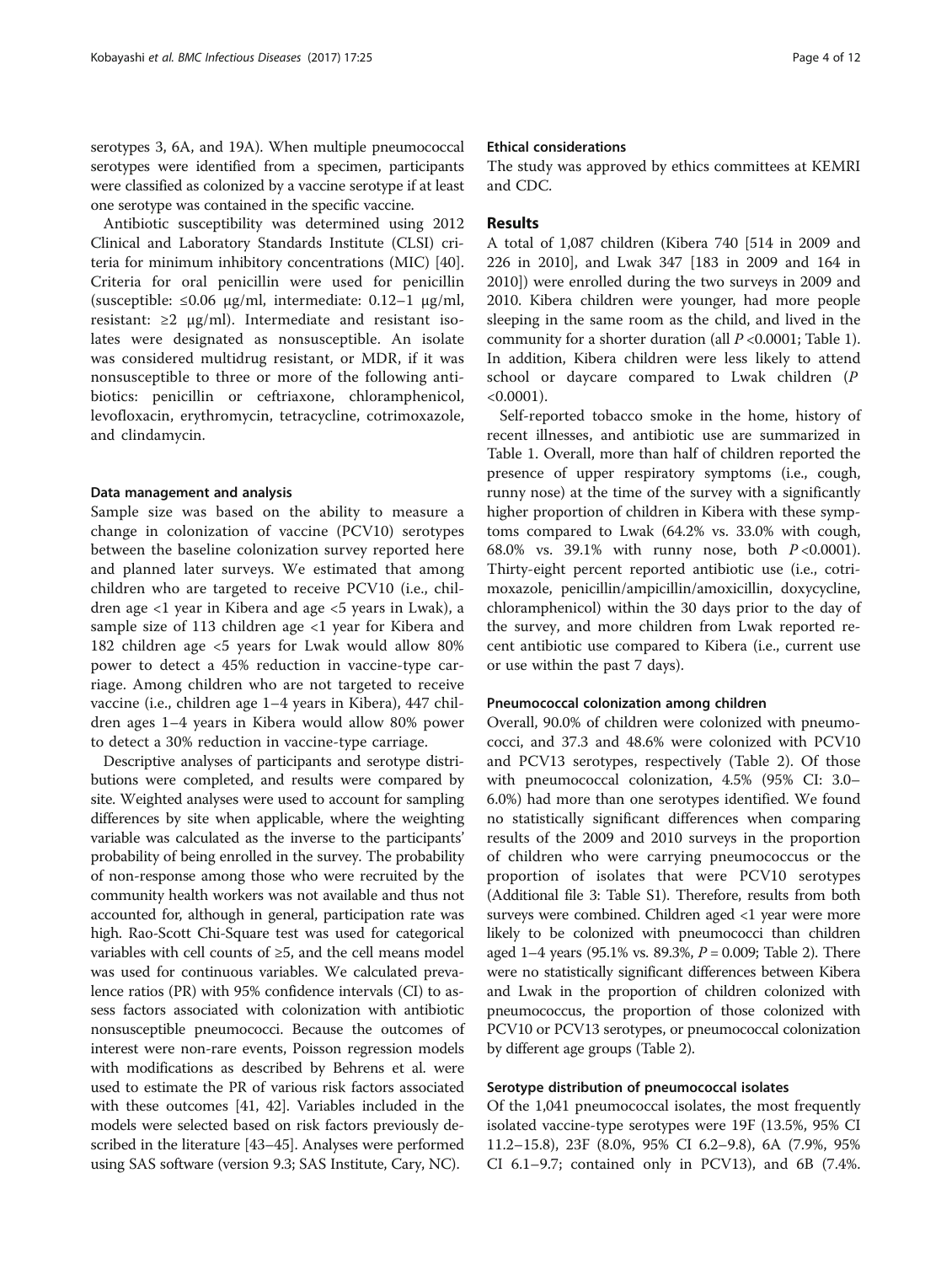serotypes 3, 6A, and 19A). When multiple pneumococcal serotypes were identified from a specimen, participants were classified as colonized by a vaccine serotype if at least one serotype was contained in the specific vaccine.

Antibiotic susceptibility was determined using 2012 Clinical and Laboratory Standards Institute (CLSI) criteria for minimum inhibitory concentrations (MIC) [40]. Criteria for oral penicillin were used for penicillin (susceptible: ≤0.06 μg/ml, intermediate: 0.12–1 μg/ml, resistant: ≥2 μg/ml). Intermediate and resistant isolates were designated as nonsusceptible. An isolate was considered multidrug resistant, or MDR, if it was nonsusceptible to three or more of the following antibiotics: penicillin or ceftriaxone, chloramphenicol, levofloxacin, erythromycin, tetracycline, cotrimoxazole, and clindamycin.

### Data management and analysis

Sample size was based on the ability to measure a change in colonization of vaccine (PCV10) serotypes between the baseline colonization survey reported here and planned later surveys. We estimated that among children who are targeted to receive PCV10 (i.e., children age <1 year in Kibera and age <5 years in Lwak), a sample size of 113 children age <1 year for Kibera and 182 children age <5 years for Lwak would allow 80% power to detect a 45% reduction in vaccine-type carriage. Among children who are not targeted to receive vaccine (i.e., children age 1–4 years in Kibera), 447 children ages 1–4 years in Kibera would allow 80% power to detect a 30% reduction in vaccine-type carriage.

Descriptive analyses of participants and serotype distributions were completed, and results were compared by site. Weighted analyses were used to account for sampling differences by site when applicable, where the weighting variable was calculated as the inverse to the participants' probability of being enrolled in the survey. The probability of non-response among those who were recruited by the community health workers was not available and thus not accounted for, although in general, participation rate was high. Rao-Scott Chi-Square test was used for categorical variables with cell counts of ≥5, and the cell means model was used for continuous variables. We calculated prevalence ratios (PR) with 95% confidence intervals (CI) to assess factors associated with colonization with antibiotic nonsusceptible pneumococci. Because the outcomes of interest were non-rare events, Poisson regression models with modifications as described by Behrens et al. were used to estimate the PR of various risk factors associated with these outcomes [41, 42]. Variables included in the models were selected based on risk factors previously described in the literature [43–45]. Analyses were performed using SAS software (version 9.3; SAS Institute, Cary, NC).

### Ethical considerations

The study was approved by ethics committees at KEMRI and CDC.

## Results

A total of 1,087 children (Kibera 740 [514 in 2009 and 226 in 2010], and Lwak 347 [183 in 2009 and 164 in 2010]) were enrolled during the two surveys in 2009 and 2010. Kibera children were younger, had more people sleeping in the same room as the child, and lived in the community for a shorter duration (all $P$ <0.0001; Table 1). In addition, Kibera children were less likely to attend school or daycare compared to Lwak children ($P$ <0.0001).

Self-reported tobacco smoke in the home, history of recent illnesses, and antibiotic use are summarized in Table 1. Overall, more than half of children reported the presence of upper respiratory symptoms (i.e., cough, runny nose) at the time of the survey with a significantly higher proportion of children in Kibera with these symptoms compared to Lwak (64.2% vs. 33.0% with cough, 68.0% vs. 39.1% with runny nose, both $P$ <0.0001). Thirty-eight percent reported antibiotic use (i.e., cotrimoxazole, penicillin/ampicillin/amoxicillin, doxycycline, chloramphenicol) within the 30 days prior to the day of the survey, and more children from Lwak reported recent antibiotic use compared to Kibera (i.e., current use or use within the past 7 days).

### Pneumococcal colonization among children

Overall, 90.0% of children were colonized with pneumococci, and 37.3 and 48.6% were colonized with PCV10 and PCV13 serotypes, respectively (Table 2). Of those with pneumococcal colonization, 4.5% (95% CI: 3.0–6.0%) had more than one serotypes identified. We found no statistically significant differences when comparing results of the 2009 and 2010 surveys in the proportion of children who were carrying pneumococcus or the proportion of isolates that were PCV10 serotypes (Additional file 3: Table S1). Therefore, results from both surveys were combined. Children aged <1 year were more likely to be colonized with pneumococci than children aged 1–4 years (95.1% vs. 89.3%, $P$ = 0.009; Table 2). There were no statistically significant differences between Kibera and Lwak in the proportion of children colonized with pneumococcus, the proportion of those colonized with PCV10 or PCV13 serotypes, or pneumococcal colonization by different age groups (Table 2).

### Serotype distribution of pneumococcal isolates

Of the 1,041 pneumococcal isolates, the most frequently isolated vaccine-type serotypes were 19F (13.5%, 95% CI 11.2–15.8), 23F (8.0%, 95% CI 6.2–9.8), 6A (7.9%, 95% CI 6.1–9.7; contained only in PCV13), and 6B (7.4%.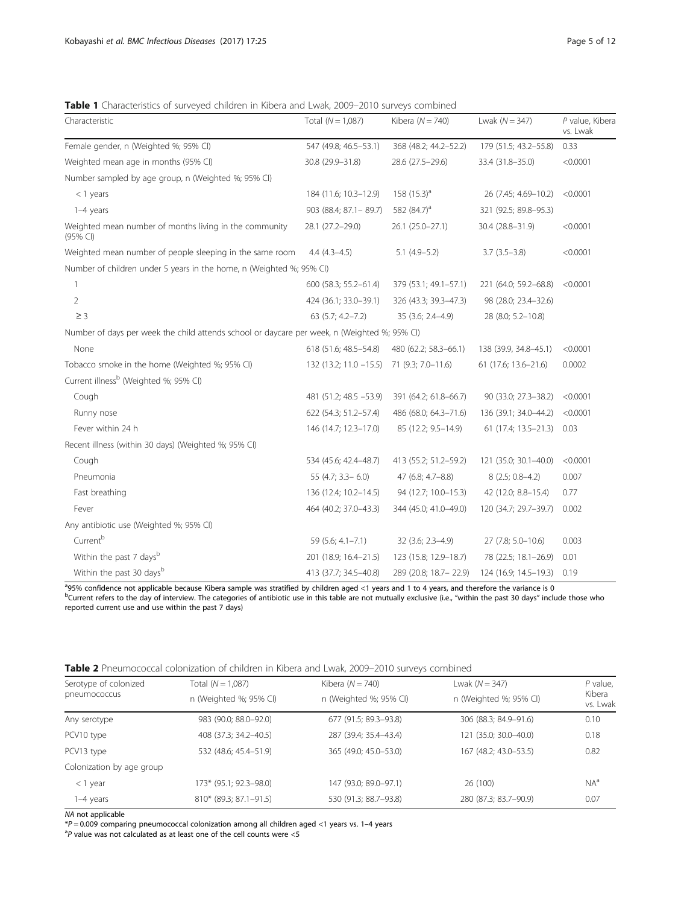**Table 1** Characteristics of surveyed children in Kibera and Lwak, 2009–2010 surveys combined

| Characteristic | Total (*N* = 1,087) | Kibera (*N* = 740) | Lwak (*N* = 347) | *P* value, Kibera vs. Lwak |
|---|---|---|---|---|
| Female gender, n (Weighted %; 95% CI) | 547 (49.8; 46.5–53.1) | 368 (48.2; 44.2–52.2) | 179 (51.5; 43.2–55.8) | 0.33 |
| Weighted mean age in months (95% CI) | 30.8 (29.9–31.8) | 28.6 (27.5–29.6) | 33.4 (31.8–35.0) | <0.0001 |
| Number sampled by age group, n (Weighted %; 95% CI) | | | | |
| < 1 years | 184 (11.6; 10.3–12.9) | 158 (15.3)[a] | 26 (7.45; 4.69–10.2) | <0.0001 |
| 1–4 years | 903 (88.4; 87.1– 89.7) | 582 (84.7)[a] | 321 (92.5; 89.8–95.3) | |
| Weighted mean number of months living in the community (95% CI) | 28.1 (27.2–29.0) | 26.1 (25.0–27.1) | 30.4 (28.8–31.9) | <0.0001 |
| Weighted mean number of people sleeping in the same room | 4.4 (4.3–4.5) | 5.1 (4.9–5.2) | 3.7 (3.5–3.8) | <0.0001 |
| Number of children under 5 years in the home, n (Weighted %; 95% CI) | | | | |
| 1 | 600 (58.3; 55.2–61.4) | 379 (53.1; 49.1–57.1) | 221 (64.0; 59.2–68.8) | <0.0001 |
| 2 | 424 (36.1; 33.0–39.1) | 326 (43.3; 39.3–47.3) | 98 (28.0; 23.4–32.6) | |
| ≥ 3 | 63 (5.7; 4.2–7.2) | 35 (3.6; 2.4–4.9) | 28 (8.0; 5.2–10.8) | |
| Number of days per week the child attends school or daycare per week, n (Weighted %; 95% CI) | | | | |
| None | 618 (51.6; 48.5–54.8) | 480 (62.2; 58.3–66.1) | 138 (39.9, 34.8–45.1) | <0.0001 |
| Tobacco smoke in the home (Weighted %; 95% CI) | 132 (13.2; 11.0 –15.5) | 71 (9.3; 7.0–11.6) | 61 (17.6; 13.6–21.6) | 0.0002 |
| Current illness[b] (Weighted %; 95% CI) | | | | |
| Cough | 481 (51.2; 48.5 –53.9) | 391 (64.2; 61.8–66.7) | 90 (33.0; 27.3–38.2) | <0.0001 |
| Runny nose | 622 (54.3; 51.2–57.4) | 486 (68.0; 64.3–71.6) | 136 (39.1; 34.0–44.2) | <0.0001 |
| Fever within 24 h | 146 (14.7; 12.3–17.0) | 85 (12.2; 9.5–14.9) | 61 (17.4; 13.5–21.3) | 0.03 |
| Recent illness (within 30 days) (Weighted %; 95% CI) | | | | |
| Cough | 534 (45.6; 42.4–48.7) | 413 (55.2; 51.2–59.2) | 121 (35.0; 30.1–40.0) | <0.0001 |
| Pneumonia | 55 (4.7; 3.3– 6.0) | 47 (6.8; 4.7–8.8) | 8 (2.5; 0.8–4.2) | 0.007 |
| Fast breathing | 136 (12.4; 10.2–14.5) | 94 (12.7; 10.0–15.3) | 42 (12.0; 8.8–15.4) | 0.77 |
| Fever | 464 (40.2; 37.0–43.3) | 344 (45.0; 41.0–49.0) | 120 (34.7; 29.7–39.7) | 0.002 |
| Any antibiotic use (Weighted %; 95% CI) | | | | |
| Current[b] | 59 (5.6; 4.1–7.1) | 32 (3.6; 2.3–4.9) | 27 (7.8; 5.0–10.6) | 0.003 |
| Within the past 7 days[b] | 201 (18.9; 16.4–21.5) | 123 (15.8; 12.9–18.7) | 78 (22.5; 18.1–26.9) | 0.01 |
| Within the past 30 days[b] | 413 (37.7; 34.5–40.8) | 289 (20.8; 18.7– 22.9) | 124 (16.9; 14.5–19.3) | 0.19 |

[a]95% confidence not applicable because Kibera sample was stratified by children aged <1 years and 1 to 4 years, and therefore the variance is 0
[b]Current refers to the day of interview. The categories of antibiotic use in this table are not mutually exclusive (i.e., "within the past 30 days" include those who reported current use and use within the past 7 days)

**Table 2** Pneumococcal colonization of children in Kibera and Lwak, 2009–2010 surveys combined

| Serotype of colonized pneumococcus | Total (*N* = 1,087) n (Weighted %; 95% CI) | Kibera (*N* = 740) n (Weighted %; 95% CI) | Lwak (*N* = 347) n (Weighted %; 95% CI) | *P* value, Kibera vs. Lwak |
|---|---|---|---|---|
| Any serotype | 983 (90.0; 88.0–92.0) | 677 (91.5; 89.3–93.8) | 306 (88.3; 84.9–91.6) | 0.10 |
| PCV10 type | 408 (37.3; 34.2–40.5) | 287 (39.4; 35.4–43.4) | 121 (35.0; 30.0–40.0) | 0.18 |
| PCV13 type | 532 (48.6; 45.4–51.9) | 365 (49.0; 45.0–53.0) | 167 (48.2; 43.0–53.5) | 0.82 |
| Colonization by age group | | | | |
| < 1 year | 173* (95.1; 92.3–98.0) | 147 (93.0; 89.0–97.1) | 26 (100) | NA[a] |
| 1–4 years | 810* (89.3; 87.1–91.5) | 530 (91.3; 88.7–93.8) | 280 (87.3; 83.7–90.9) | 0.07 |

*NA* not applicable
*$P = 0.009$ comparing pneumococcal colonization among all children aged <1 years vs. 1–4 years
[a]*P* value was not calculated as at least one of the cell counts were <5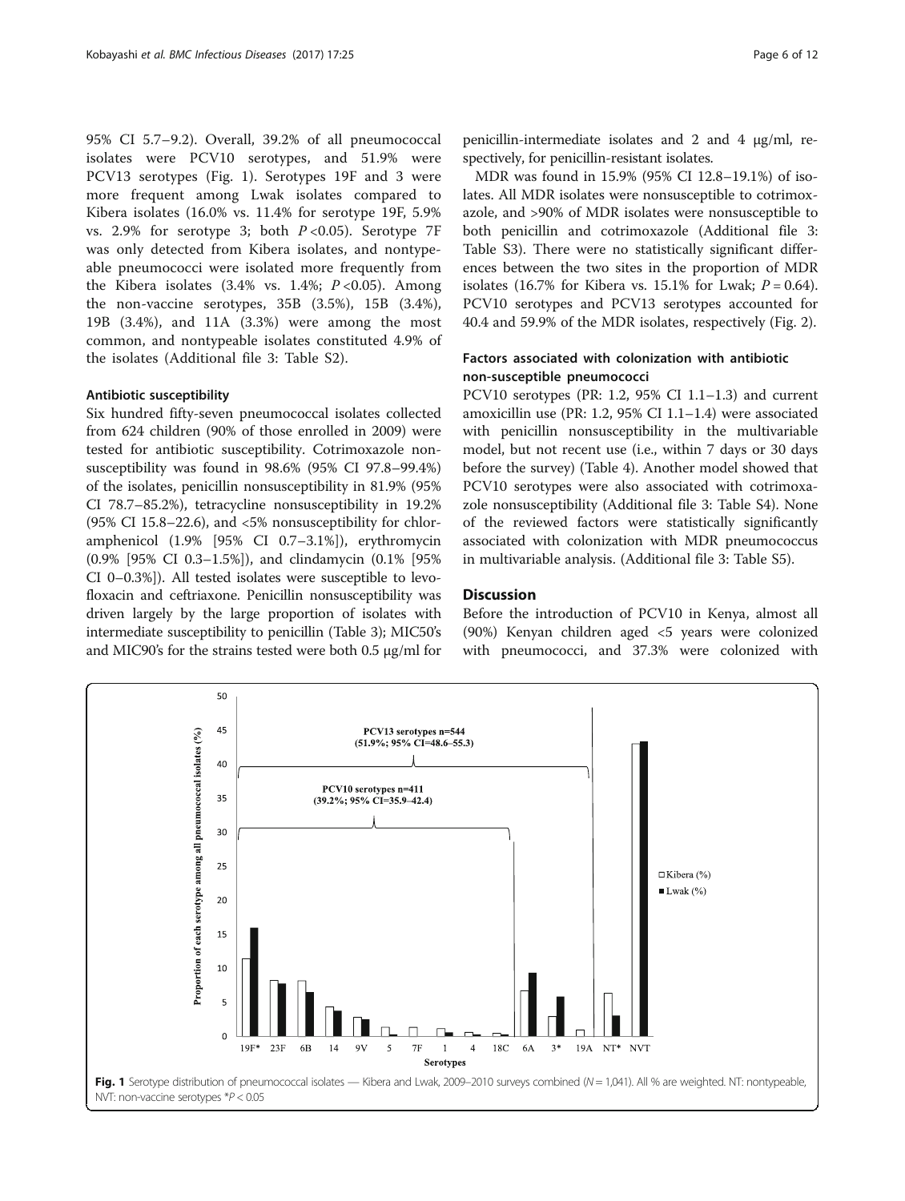95% CI 5.7–9.2). Overall, 39.2% of all pneumococcal isolates were PCV10 serotypes, and 51.9% were PCV13 serotypes (Fig. 1). Serotypes 19F and 3 were more frequent among Lwak isolates compared to Kibera isolates (16.0% vs. 11.4% for serotype 19F, 5.9% vs. 2.9% for serotype 3; both $P < 0.05$). Serotype 7F was only detected from Kibera isolates, and nontypeable pneumococci were isolated more frequently from the Kibera isolates (3.4% vs. 1.4%; $P < 0.05$). Among the non-vaccine serotypes, 35B (3.5%), 15B (3.4%), 19B (3.4%), and 11A (3.3%) were among the most common, and nontypeable isolates constituted 4.9% of the isolates (Additional file 3: Table S2).

#### Antibiotic susceptibility

Six hundred fifty-seven pneumococcal isolates collected from 624 children (90% of those enrolled in 2009) were tested for antibiotic susceptibility. Cotrimoxazole nonsusceptibility was found in 98.6% (95% CI 97.8–99.4%) of the isolates, penicillin nonsusceptibility in 81.9% (95% CI 78.7–85.2%), tetracycline nonsusceptibility in 19.2% (95% CI 15.8–22.6), and <5% nonsusceptibility for chloramphenicol (1.9% [95% CI 0.7–3.1%]), erythromycin (0.9% [95% CI 0.3–1.5%]), and clindamycin (0.1% [95% CI 0–0.3%]). All tested isolates were susceptible to levofloxacin and ceftriaxone. Penicillin nonsusceptibility was driven largely by the large proportion of isolates with intermediate susceptibility to penicillin (Table 3); MIC50's and MIC90's for the strains tested were both 0.5 μg/ml for penicillin-intermediate isolates and 2 and 4 μg/ml, respectively, for penicillin-resistant isolates.

MDR was found in 15.9% (95% CI 12.8–19.1%) of isolates. All MDR isolates were nonsusceptible to cotrimoxazole, and >90% of MDR isolates were nonsusceptible to both penicillin and cotrimoxazole (Additional file 3: Table S3). There were no statistically significant differences between the two sites in the proportion of MDR isolates (16.7% for Kibera vs. 15.1% for Lwak; $P = 0.64$). PCV10 serotypes and PCV13 serotypes accounted for 40.4 and 59.9% of the MDR isolates, respectively (Fig. 2).

#### Factors associated with colonization with antibiotic non-susceptible pneumococci

PCV10 serotypes (PR: 1.2, 95% CI 1.1–1.3) and current amoxicillin use (PR: 1.2, 95% CI 1.1–1.4) were associated with penicillin nonsusceptibility in the multivariable model, but not recent use (i.e., within 7 days or 30 days before the survey) (Table 4). Another model showed that PCV10 serotypes were also associated with cotrimoxazole nonsusceptibility (Additional file 3: Table S4). None of the reviewed factors were statistically significantly associated with colonization with MDR pneumococcus in multivariable analysis. (Additional file 3: Table S5).

## Discussion

Before the introduction of PCV10 in Kenya, almost all (90%) Kenyan children aged <5 years were colonized with pneumococci, and 37.3% were colonized with

**Fig. 1** Serotype distribution of pneumococcal isolates — Kibera and Lwak, 2009–2010 surveys combined (N = 1,041). All % are weighted. NT: nontypeable, NVT: non-vaccine serotypes *P < 0.05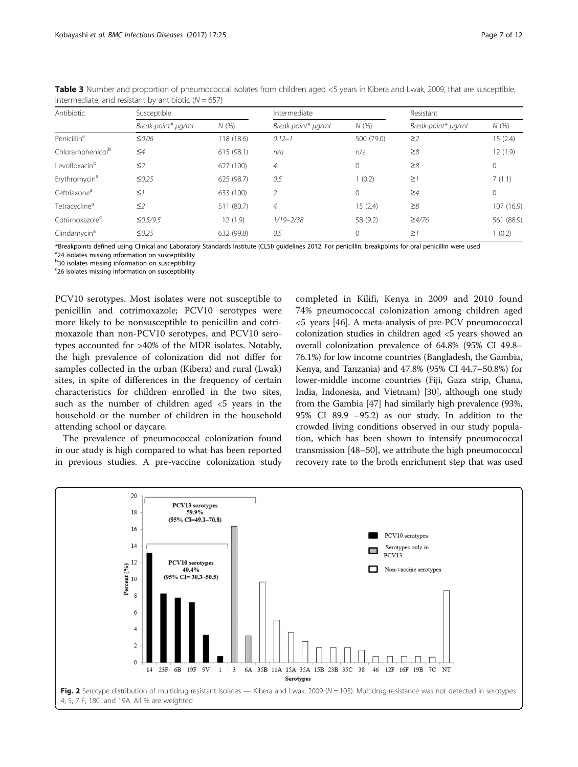**Table 3** Number and proportion of pneumococcal isolates from children aged <5 years in Kibera and Lwak, 2009, that are susceptible, intermediate, and resistant by antibiotic ($N = 657$)

| Antibiotic | Susceptible | | Intermediate | | Resistant | |
|---|---|---|---|---|---|---|
| | *Break-point* μg/ml* | *N* (%) | *Break-point* μg/ml* | *N* (%) | *Break-point* μg/ml* | *N* (%) |
| Penicillin[a] | *≤0.06* | 118 (18.6) | *0.12–1* | 500 (79.0) | *≥2* | 15 (2.4) |
| Chloramphenicol[b] | *≤4* | 615 (98.1) | *n/a* | n/a | *≥8* | 12 (1.9) |
| Levofloxacin[b] | *≤2* | 627 (100) | *4* | 0 | *≥8* | 0 |
| Erythromycin[a] | *≤0.25* | 625 (98.7) | *0.5* | 1 (0.2) | *≥1* | 7 (1.1) |
| Ceftriaxone[a] | *≤1* | 633 (100) | *2* | 0 | *≥4* | 0 |
| Tetracycline[a] | *≤2* | 511 (80.7) | *4* | 15 (2.4) | *≥8* | 107 (16.9) |
| Cotrimoxazole[c] | *≤0.5/9.5* | 12 (1.9) | *1/19–2/38* | 58 (9.2) | *≥4/76* | 561 (88.9) |
| Clindamycin[a] | *≤0.25* | 632 (99.8) | *0.5* | 0 | *≥1* | 1 (0.2) |

*Breakpoints defined using Clinical and Laboratory Standards Institute (CLSI) guidelines 2012. For penicillin, breakpoints for oral penicillin were used
[a]24 isolates missing information on susceptibility
[b]30 isolates missing information on susceptibility
[c]26 isolates missing information on susceptibility

PCV10 serotypes. Most isolates were not susceptible to penicillin and cotrimoxazole; PCV10 serotypes were more likely to be nonsusceptible to penicillin and cotrimoxazole than non-PCV10 serotypes, and PCV10 serotypes accounted for >40% of the MDR isolates. Notably, the high prevalence of colonization did not differ for samples collected in the urban (Kibera) and rural (Lwak) sites, in spite of differences in the frequency of certain characteristics for children enrolled in the two sites, such as the number of children aged <5 years in the household or the number of children in the household attending school or daycare.

The prevalence of pneumococcal colonization found in our study is high compared to what has been reported in previous studies. A pre-vaccine colonization study completed in Kilifi, Kenya in 2009 and 2010 found 74% pneumococcal colonization among children aged <5 years [46]. A meta-analysis of pre-PCV pneumococcal colonization studies in children aged <5 years showed an overall colonization prevalence of 64.8% (95% CI 49.8–76.1%) for low income countries (Bangladesh, the Gambia, Kenya, and Tanzania) and 47.8% (95% CI 44.7–50.8%) for lower-middle income countries (Fiji, Gaza strip, Chana, India, Indonesia, and Vietnam) [30], although one study from the Gambia [47] had similarly high prevalence (93%, 95% CI 89.9 –95.2) as our study. In addition to the crowded living conditions observed in our study population, which has been shown to intensify pneumococcal transmission [48–50], we attribute the high pneumococcal recovery rate to the broth enrichment step that was used

**Fig. 2** Serotype distribution of multidrug-resistant isolates — Kibera and Lwak, 2009 ($N = 103$). Multidrug-resistance was not detected in serotypes 4, 5, 7 F, 18C, and 19A. All % are weighted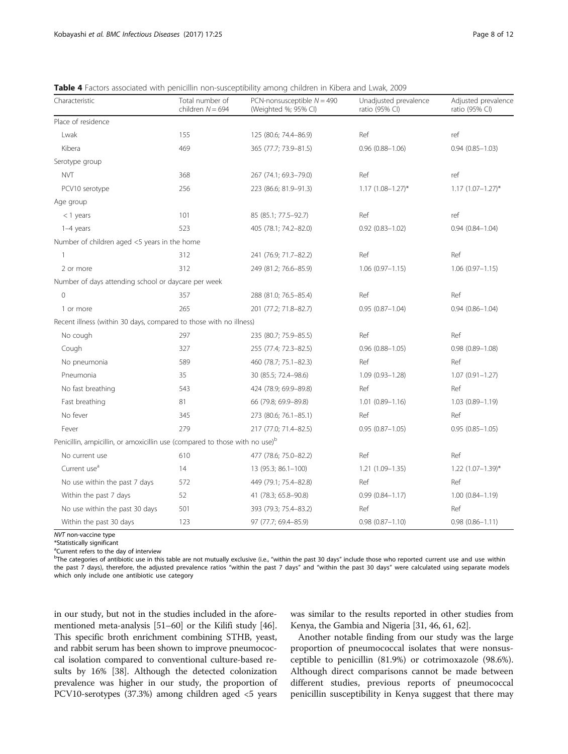**Table 4** Factors associated with penicillin non-susceptibility among children in Kibera and Lwak, 2009

| Characteristic | Total number of children $N = 694$ | PCN-nonsusceptible $N = 490$ (Weighted %; 95% CI) | Unadjusted prevalence ratio (95% CI) | Adjusted prevalence ratio (95% CI) |
|---|---|---|---|---|
| Place of residence | | | | |
| Lwak | 155 | 125 (80.6; 74.4–86.9) | Ref | ref |
| Kibera | 469 | 365 (77.7; 73.9–81.5) | 0.96 (0.88–1.06) | 0.94 (0.85–1.03) |
| Serotype group | | | | |
| NVT | 368 | 267 (74.1; 69.3–79.0) | Ref | ref |
| PCV10 serotype | 256 | 223 (86.6; 81.9–91.3) | 1.17 (1.08–1.27)* | 1.17 (1.07–1.27)* |
| Age group | | | | |
| < 1 years | 101 | 85 (85.1; 77.5–92.7) | Ref | ref |
| 1–4 years | 523 | 405 (78.1; 74.2–82.0) | 0.92 (0.83–1.02) | 0.94 (0.84–1.04) |
| Number of children aged <5 years in the home | | | | |
| 1 | 312 | 241 (76.9; 71.7–82.2) | Ref | Ref |
| 2 or more | 312 | 249 (81.2; 76.6–85.9) | 1.06 (0.97–1.15) | 1.06 (0.97–1.15) |
| Number of days attending school or daycare per week | | | | |
| 0 | 357 | 288 (81.0; 76.5–85.4) | Ref | Ref |
| 1 or more | 265 | 201 (77.2; 71.8–82.7) | 0.95 (0.87–1.04) | 0.94 (0.86–1.04) |
| Recent illness (within 30 days, compared to those with no illness) | | | | |
| No cough | 297 | 235 (80.7; 75.9–85.5) | Ref | Ref |
| Cough | 327 | 255 (77.4; 72.3–82.5) | 0.96 (0.88–1.05) | 0.98 (0.89–1.08) |
| No pneumonia | 589 | 460 (78.7; 75.1–82.3) | Ref | Ref |
| Pneumonia | 35 | 30 (85.5; 72.4–98.6) | 1.09 (0.93–1.28) | 1.07 (0.91–1.27) |
| No fast breathing | 543 | 424 (78.9; 69.9–89.8) | Ref | Ref |
| Fast breathing | 81 | 66 (79.8; 69.9–89.8) | 1.01 (0.89–1.16) | 1.03 (0.89–1.19) |
| No fever | 345 | 273 (80.6; 76.1–85.1) | Ref | Ref |
| Fever | 279 | 217 (77.0; 71.4–82.5) | 0.95 (0.87–1.05) | 0.95 (0.85–1.05) |
| Penicillin, ampicillin, or amoxicillin use (compared to those with no use)[b] | | | | |
| No current use | 610 | 477 (78.6; 75.0–82.2) | Ref | Ref |
| Current use[a] | 14 | 13 (95.3; 86.1–100) | 1.21 (1.09–1.35) | 1.22 (1.07–1.39)* |
| No use within the past 7 days | 572 | 449 (79.1; 75.4–82.8) | Ref | Ref |
| Within the past 7 days | 52 | 41 (78.3; 65.8–90.8) | 0.99 (0.84–1.17) | 1.00 (0.84–1.19) |
| No use within the past 30 days | 501 | 393 (79.3; 75.4–83.2) | Ref | Ref |
| Within the past 30 days | 123 | 97 (77.7; 69.4–85.9) | 0.98 (0.87–1.10) | 0.98 (0.86–1.11) |

*NVT* non-vaccine type
*Statistically significant
[a]Current refers to the day of interview
[b]The categories of antibiotic use in this table are not mutually exclusive (i.e., "within the past 30 days" include those who reported current use and use within the past 7 days), therefore, the adjusted prevalence ratios "within the past 7 days" and "within the past 30 days" were calculated using separate models which only include one antibiotic use category

in our study, but not in the studies included in the aforementioned meta-analysis [51–60] or the Kilifi study [46]. This specific broth enrichment combining STHB, yeast, and rabbit serum has been shown to improve pneumococcal isolation compared to conventional culture-based results by 16% [38]. Although the detected colonization prevalence was higher in our study, the proportion of PCV10-serotypes (37.3%) among children aged <5 years was similar to the results reported in other studies from Kenya, the Gambia and Nigeria [31, 46, 61, 62].

Another notable finding from our study was the large proportion of pneumococcal isolates that were nonsusceptible to penicillin (81.9%) or cotrimoxazole (98.6%). Although direct comparisons cannot be made between different studies, previous reports of pneumococcal penicillin susceptibility in Kenya suggest that there may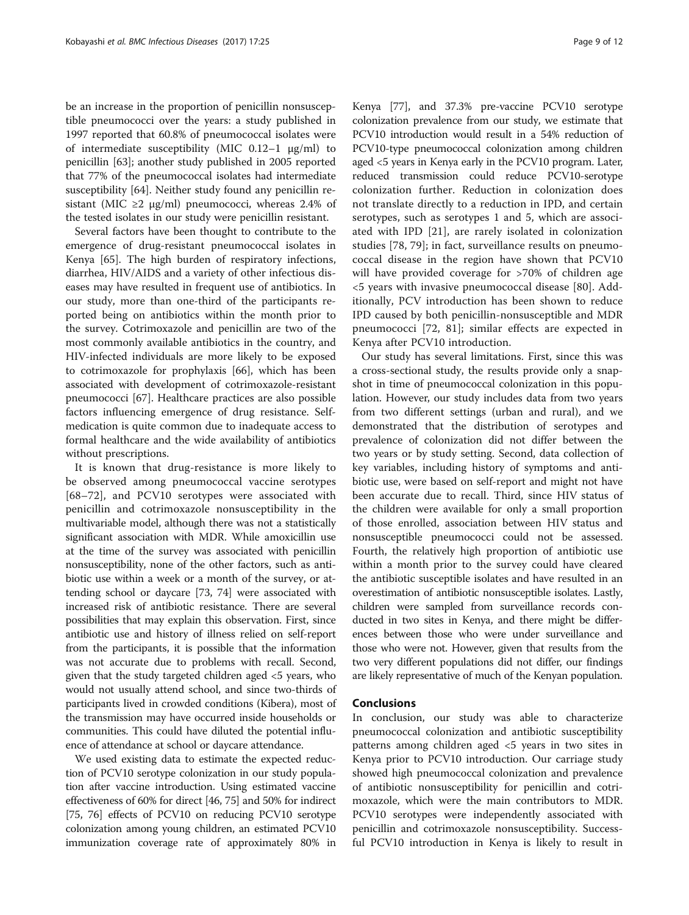be an increase in the proportion of penicillin nonsusceptible pneumococci over the years: a study published in 1997 reported that 60.8% of pneumococcal isolates were of intermediate susceptibility (MIC 0.12–1 μg/ml) to penicillin [63]; another study published in 2005 reported that 77% of the pneumococcal isolates had intermediate susceptibility [64]. Neither study found any penicillin resistant (MIC ≥2 μg/ml) pneumococci, whereas 2.4% of the tested isolates in our study were penicillin resistant.

Several factors have been thought to contribute to the emergence of drug-resistant pneumococcal isolates in Kenya [65]. The high burden of respiratory infections, diarrhea, HIV/AIDS and a variety of other infectious diseases may have resulted in frequent use of antibiotics. In our study, more than one-third of the participants reported being on antibiotics within the month prior to the survey. Cotrimoxazole and penicillin are two of the most commonly available antibiotics in the country, and HIV-infected individuals are more likely to be exposed to cotrimoxazole for prophylaxis [66], which has been associated with development of cotrimoxazole-resistant pneumococci [67]. Healthcare practices are also possible factors influencing emergence of drug resistance. Self-medication is quite common due to inadequate access to formal healthcare and the wide availability of antibiotics without prescriptions.

It is known that drug-resistance is more likely to be observed among pneumococcal vaccine serotypes [68–72], and PCV10 serotypes were associated with penicillin and cotrimoxazole nonsusceptibility in the multivariable model, although there was not a statistically significant association with MDR. While amoxicillin use at the time of the survey was associated with penicillin nonsusceptibility, none of the other factors, such as antibiotic use within a week or a month of the survey, or attending school or daycare [73, 74] were associated with increased risk of antibiotic resistance. There are several possibilities that may explain this observation. First, since antibiotic use and history of illness relied on self-report from the participants, it is possible that the information was not accurate due to problems with recall. Second, given that the study targeted children aged <5 years, who would not usually attend school, and since two-thirds of participants lived in crowded conditions (Kibera), most of the transmission may have occurred inside households or communities. This could have diluted the potential influence of attendance at school or daycare attendance.

We used existing data to estimate the expected reduction of PCV10 serotype colonization in our study population after vaccine introduction. Using estimated vaccine effectiveness of 60% for direct [46, 75] and 50% for indirect [75, 76] effects of PCV10 on reducing PCV10 serotype colonization among young children, an estimated PCV10 immunization coverage rate of approximately 80% in Kenya [77], and 37.3% pre-vaccine PCV10 serotype colonization prevalence from our study, we estimate that PCV10 introduction would result in a 54% reduction of PCV10-type pneumococcal colonization among children aged <5 years in Kenya early in the PCV10 program. Later, reduced transmission could reduce PCV10-serotype colonization further. Reduction in colonization does not translate directly to a reduction in IPD, and certain serotypes, such as serotypes 1 and 5, which are associated with IPD [21], are rarely isolated in colonization studies [78, 79]; in fact, surveillance results on pneumococcal disease in the region have shown that PCV10 will have provided coverage for >70% of children age <5 years with invasive pneumococcal disease [80]. Additionally, PCV introduction has been shown to reduce IPD caused by both penicillin-nonsusceptible and MDR pneumococci [72, 81]; similar effects are expected in Kenya after PCV10 introduction.

Our study has several limitations. First, since this was a cross-sectional study, the results provide only a snapshot in time of pneumococcal colonization in this population. However, our study includes data from two years from two different settings (urban and rural), and we demonstrated that the distribution of serotypes and prevalence of colonization did not differ between the two years or by study setting. Second, data collection of key variables, including history of symptoms and antibiotic use, were based on self-report and might not have been accurate due to recall. Third, since HIV status of the children were available for only a small proportion of those enrolled, association between HIV status and nonsusceptible pneumococci could not be assessed. Fourth, the relatively high proportion of antibiotic use within a month prior to the survey could have cleared the antibiotic susceptible isolates and have resulted in an overestimation of antibiotic nonsusceptible isolates. Lastly, children were sampled from surveillance records conducted in two sites in Kenya, and there might be differences between those who were under surveillance and those who were not. However, given that results from the two very different populations did not differ, our findings are likely representative of much of the Kenyan population.

## Conclusions

In conclusion, our study was able to characterize pneumococcal colonization and antibiotic susceptibility patterns among children aged <5 years in two sites in Kenya prior to PCV10 introduction. Our carriage study showed high pneumococcal colonization and prevalence of antibiotic nonsusceptibility for penicillin and cotrimoxazole, which were the main contributors to MDR. PCV10 serotypes were independently associated with penicillin and cotrimoxazole nonsusceptibility. Successful PCV10 introduction in Kenya is likely to result in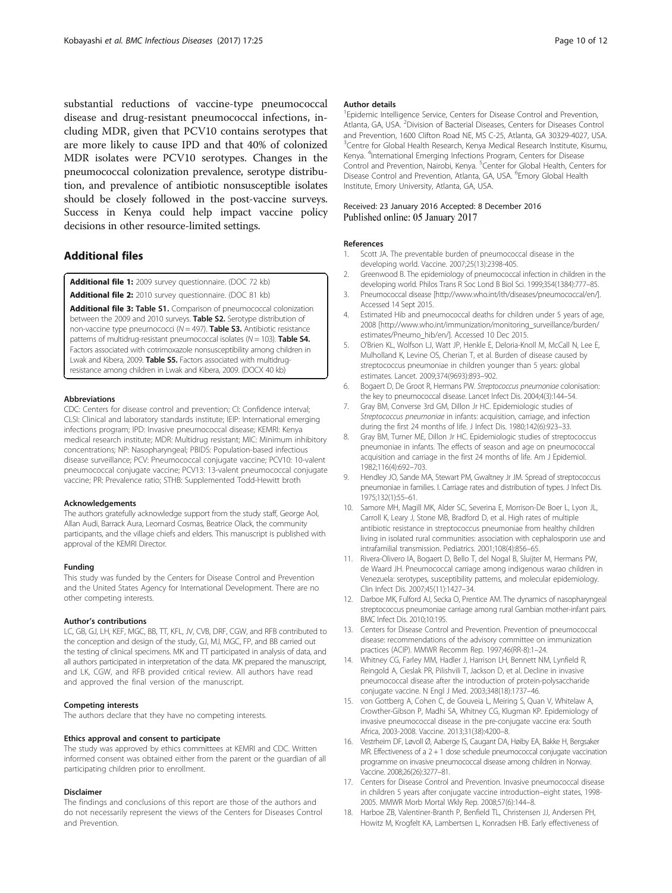substantial reductions of vaccine-type pneumococcal disease and drug-resistant pneumococcal infections, including MDR, given that PCV10 contains serotypes that are more likely to cause IPD and that 40% of colonized MDR isolates were PCV10 serotypes. Changes in the pneumococcal colonization prevalence, serotype distribution, and prevalence of antibiotic nonsusceptible isolates should be closely followed in the post-vaccine surveys. Success in Kenya could help impact vaccine policy decisions in other resource-limited settings.

## Additional files

**Additional file 1:** 2009 survey questionnaire. (DOC 72 kb)

**Additional file 2:** 2010 survey questionnaire. (DOC 81 kb)

**Additional file 3: Table S1.** Comparison of pneumococcal colonization between the 2009 and 2010 surveys. **Table S2.** Serotype distribution of non-vaccine type pneumococci (N = 497). **Table S3.** Antibiotic resistance patterns of multidrug-resistant pneumococcal isolates (N = 103). **Table S4.** Factors associated with cotrimoxazole nonsusceptibility among children in Lwak and Kibera, 2009. **Table S5.** Factors associated with multidrug-resistance among children in Lwak and Kibera, 2009. (DOCX 40 kb)

#### Abbreviations

CDC: Centers for disease control and prevention; CI: Confidence interval; CLSI: Clinical and laboratory standards institute; IEIP: International emerging infections program; IPD: Invasive pneumococcal disease; KEMRI: Kenya medical research institute; MDR: Multidrug resistant; MIC: Minimum inhibitory concentrations; NP: Nasopharyngeal; PBIDS: Population-based infectious disease surveillance; PCV: Pneumococcal conjugate vaccine; PCV10: 10-valent pneumococcal conjugate vaccine; PCV13: 13-valent pneumococcal conjugate vaccine; PR: Prevalence ratio; STHB: Supplemented Todd-Hewitt broth

#### Acknowledgements

The authors gratefully acknowledge support from the study staff, George Aol, Allan Audi, Barrack Aura, Leornard Cosmas, Beatrice Olack, the community participants, and the village chiefs and elders. This manuscript is published with approval of the KEMRI Director.

#### Funding

This study was funded by the Centers for Disease Control and Prevention and the United States Agency for International Development. There are no other competing interests.

#### Author's contributions

LC, GB, GJ, LH, KEF, MGC, BB, TT, KFL, JV, CVB, DRF, CGW, and RFB contributed to the conception and design of the study, GJ, MJ, MGC, FP, and BB carried out the testing of clinical specimens. MK and TT participated in analysis of data, and all authors participated in interpretation of the data. MK prepared the manuscript, and LK, CGW, and RFB provided critical review. All authors have read and approved the final version of the manuscript.

#### Competing interests

The authors declare that they have no competing interests.

#### Ethics approval and consent to participate

The study was approved by ethics committees at KEMRI and CDC. Written informed consent was obtained either from the parent or the guardian of all participating children prior to enrollment.

#### Disclaimer

The findings and conclusions of this report are those of the authors and do not necessarily represent the views of the Centers for Diseases Control and Prevention.

#### Author details

[1]Epidemic Intelligence Service, Centers for Disease Control and Prevention, Atlanta, GA, USA. [2]Division of Bacterial Diseases, Centers for Diseases Control and Prevention, 1600 Clifton Road NE, MS C-25, Atlanta, GA 30329-4027, USA. [3]Centre for Global Health Research, Kenya Medical Research Institute, Kisumu, Kenya. [4]International Emerging Infections Program, Centers for Disease Control and Prevention, Nairobi, Kenya. [5]Center for Global Health, Centers for Disease Control and Prevention, Atlanta, GA, USA. [6]Emory Global Health Institute, Emory University, Atlanta, GA, USA.

Received: 23 January 2016 Accepted: 8 December 2016
Published online: 05 January 2017

#### References

1. Scott JA. The preventable burden of pneumococcal disease in the developing world. Vaccine. 2007;25(13):2398-405.
2. Greenwood B. The epidemiology of pneumococcal infection in children in the developing world. Philos Trans R Soc Lond B Biol Sci. 1999;354(1384):777–85.
3. Pneumococcal disease [http://www.who.int/ith/diseases/pneumococcal/en/]. Accessed 14 Sept 2015.
4. Estimated Hib and pneumococcal deaths for children under 5 years of age, 2008 [http://www.who.int/immunization/monitoring_surveillance/burden/estimates/Pneumo_hib/en/]. Accessed 10 Dec 2015.
5. O'Brien KL, Wolfson LJ, Watt JP, Henkle E, Deloria-Knoll M, McCall N, Lee E, Mulholland K, Levine OS, Cherian T, et al. Burden of disease caused by streptococcus pneumoniae in children younger than 5 years: global estimates. Lancet. 2009;374(9693):893–902.
6. Bogaert D, De Groot R, Hermans PW. *Streptococcus pneumoniae* colonisation: the key to pneumococcal disease. Lancet Infect Dis. 2004;4(3):144–54.
7. Gray BM, Converse 3rd GM, Dillon Jr HC. Epidemiologic studies of *Streptococcus pneumoniae* in infants: acquisition, carriage, and infection during the first 24 months of life. J Infect Dis. 1980;142(6):923–33.
8. Gray BM, Turner ME, Dillon Jr HC. Epidemiologic studies of streptococcus pneumoniae in infants. The effects of season and age on pneumococcal acquisition and carriage in the first 24 months of life. Am J Epidemiol. 1982;116(4):692–703.
9. Hendley JO, Sande MA, Stewart PM, Gwaltney Jr JM. Spread of streptococcus pneumoniae in families. I. Carriage rates and distribution of types. J Infect Dis. 1975;132(1):55–61.
10. Samore MH, Magill MK, Alder SC, Severina E, Morrison-De Boer L, Lyon JL, Carroll K, Leary J, Stone MB, Bradford D, et al. High rates of multiple antibiotic resistance in streptococcus pneumoniae from healthy children living in isolated rural communities: association with cephalosporin use and intrafamilial transmission. Pediatrics. 2001;108(4):856–65.
11. Rivera-Olivero IA, Bogaert D, Bello T, del Nogal B, Sluijter M, Hermans PW, de Waard JH. Pneumococcal carriage among indigenous warao children in Venezuela: serotypes, susceptibility patterns, and molecular epidemiology. Clin Infect Dis. 2007;45(11):1427–34.
12. Darboe MK, Fulford AJ, Secka O, Prentice AM. The dynamics of nasopharyngeal streptococcus pneumoniae carriage among rural Gambian mother-infant pairs. BMC Infect Dis. 2010;10:195.
13. Centers for Disease Control and Prevention. Prevention of pneumococcal disease: recommendations of the advisory committee on immunization practices (ACIP). MMWR Recomm Rep. 1997;46(RR-8):1–24.
14. Whitney CG, Farley MM, Hadler J, Harrison LH, Bennett NM, Lynfield R, Reingold A, Cieslak PR, Pilishvili T, Jackson D, et al. Decline in invasive pneumococcal disease after the introduction of protein-polysaccharide conjugate vaccine. N Engl J Med. 2003;348(18):1737–46.
15. von Gottberg A, Cohen C, de Gouveia L, Meiring S, Quan V, Whitelaw A, Crowther-Gibson P, Madhi SA, Whitney CG, Klugman KP. Epidemiology of invasive pneumococcal disease in the pre-conjugate vaccine era: South Africa, 2003-2008. Vaccine. 2013;31(38):4200–8.
16. Vestrheim DF, Løvoll Ø, Aaberge IS, Caugant DA, Høiby EA, Bakke H, Bergsaker MR. Effectiveness of a 2 + 1 dose schedule pneumococcal conjugate vaccination programme on invasive pneumococcal disease among children in Norway. Vaccine. 2008;26(26):3277–81.
17. Centers for Disease Control and Prevention. Invasive pneumococcal disease in children 5 years after conjugate vaccine introduction–eight states, 1998-2005. MMWR Morb Mortal Wkly Rep. 2008;57(6):144–8.
18. Harboe ZB, Valentiner-Branth P, Benfield TL, Christensen JJ, Andersen PH, Howitz M, Krogfelt KA, Lambertsen L, Konradsen HB. Early effectiveness of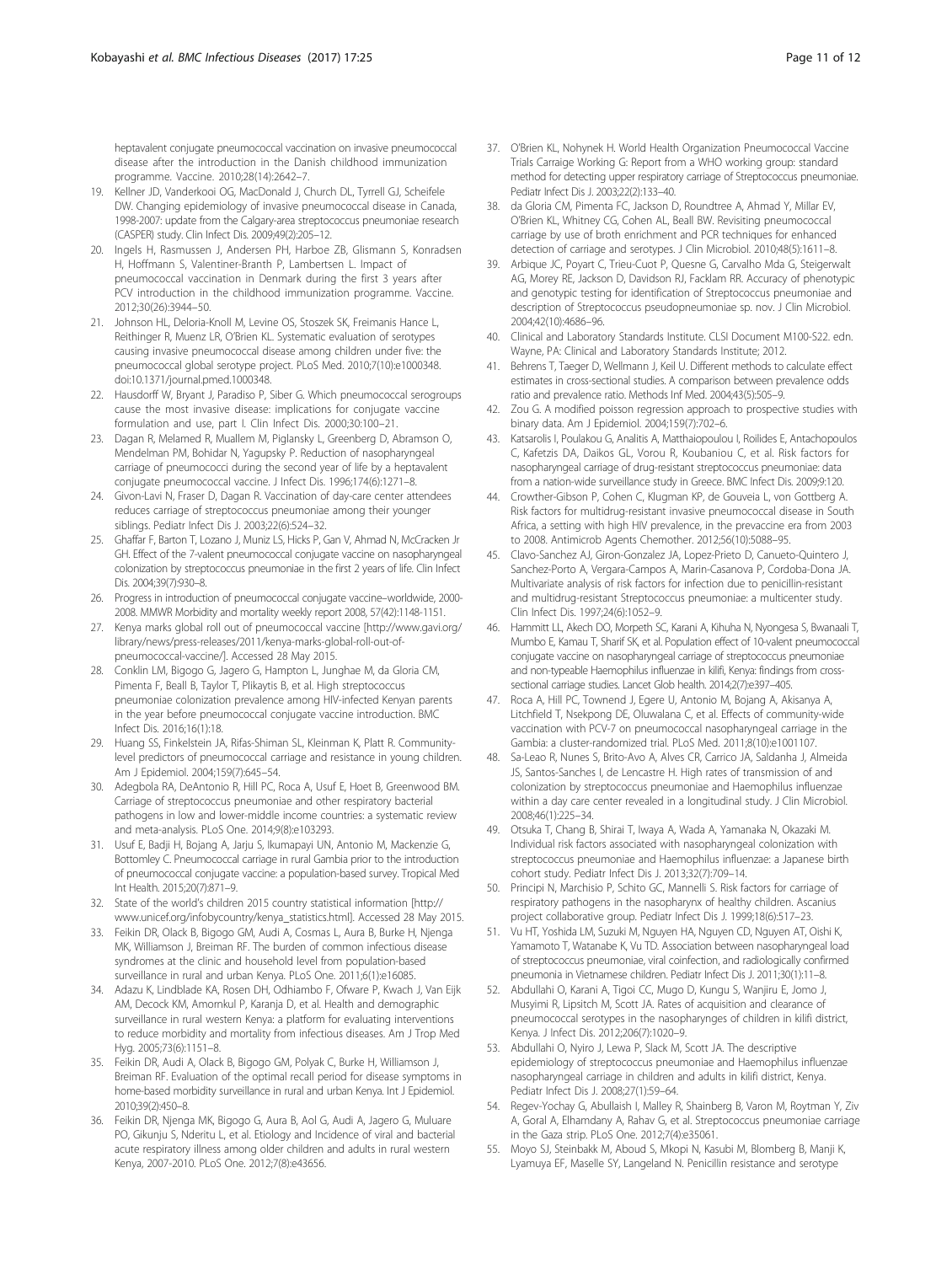heptavalent conjugate pneumococcal vaccination on invasive pneumococcal disease after the introduction in the Danish childhood immunization programme. Vaccine. 2010;28(14):2642–7.

19. Kellner JD, Vanderkooi OG, MacDonald J, Church DL, Tyrrell GJ, Scheifele DW. Changing epidemiology of invasive pneumococcal disease in Canada, 1998-2007: update from the Calgary-area streptococcus pneumoniae research (CASPER) study. Clin Infect Dis. 2009;49(2):205–12.
20. Ingels H, Rasmussen J, Andersen PH, Harboe ZB, Glismann S, Konradsen H, Hoffmann S, Valentiner-Branth P, Lambertsen L. Impact of pneumococcal vaccination in Denmark during the first 3 years after PCV introduction in the childhood immunization programme. Vaccine. 2012;30(26):3944–50.
21. Johnson HL, Deloria-Knoll M, Levine OS, Stoszek SK, Freimanis Hance L, Reithinger R, Muenz LR, O'Brien KL. Systematic evaluation of serotypes causing invasive pneumococcal disease among children under five: the pneumococcal global serotype project. PLoS Med. 2010;7(10):e1000348. doi:10.1371/journal.pmed.1000348.
22. Hausdorff W, Bryant J, Paradiso P, Siber G. Which pneumococcal serogroups cause the most invasive disease: implications for conjugate vaccine formulation and use, part I. Clin Infect Dis. 2000;30:100–21.
23. Dagan R, Melamed R, Muallem M, Piglansky L, Greenberg D, Abramson O, Mendelman PM, Bohidar N, Yagupsky P. Reduction of nasopharyngeal carriage of pneumococci during the second year of life by a heptavalent conjugate pneumococcal vaccine. J Infect Dis. 1996;174(6):1271–8.
24. Givon-Lavi N, Fraser D, Dagan R. Vaccination of day-care center attendees reduces carriage of streptococcus pneumoniae among their younger siblings. Pediatr Infect Dis J. 2003;22(6):524–32.
25. Ghaffar F, Barton T, Lozano J, Muniz LS, Hicks P, Gan V, Ahmad N, McCracken Jr GH. Effect of the 7-valent pneumococcal conjugate vaccine on nasopharyngeal colonization by streptococcus pneumoniae in the first 2 years of life. Clin Infect Dis. 2004;39(7):930–8.
26. Progress in introduction of pneumococcal conjugate vaccine–worldwide, 2000-2008. MMWR Morbidity and mortality weekly report 2008, 57(42):1148-1151.
27. Kenya marks global roll out of pneumococcal vaccine [http://www.gavi.org/library/news/press-releases/2011/kenya-marks-global-roll-out-of-pneumococcal-vaccine/]. Accessed 28 May 2015.
28. Conklin LM, Bigogo G, Jagero G, Hampton L, Junghae M, da Gloria CM, Pimenta F, Beall B, Taylor T, Plikaytis B, et al. High streptococcus pneumoniae colonization prevalence among HIV-infected Kenyan parents in the year before pneumococcal conjugate vaccine introduction. BMC Infect Dis. 2016;16(1):18.
29. Huang SS, Finkelstein JA, Rifas-Shiman SL, Kleinman K, Platt R. Community-level predictors of pneumococcal carriage and resistance in young children. Am J Epidemiol. 2004;159(7):645–54.
30. Adegbola RA, DeAntonio R, Hill PC, Roca A, Usuf E, Hoet B, Greenwood BM. Carriage of streptococcus pneumoniae and other respiratory bacterial pathogens in low and lower-middle income countries: a systematic review and meta-analysis. PLoS One. 2014;9(8):e103293.
31. Usuf E, Badji H, Bojang A, Jarju S, Ikumapayi UN, Antonio M, Mackenzie G, Bottomley C. Pneumococcal carriage in rural Gambia prior to the introduction of pneumococcal conjugate vaccine: a population-based survey. Tropical Med Int Health. 2015;20(7):871–9.
32. State of the world's children 2015 country statistical information [http://www.unicef.org/infobycountry/kenya_statistics.html]. Accessed 28 May 2015.
33. Feikin DR, Olack B, Bigogo GM, Audi A, Cosmas L, Aura B, Burke H, Njenga MK, Williamson J, Breiman RF. The burden of common infectious disease syndromes at the clinic and household level from population-based surveillance in rural and urban Kenya. PLoS One. 2011;6(1):e16085.
34. Adazu K, Lindblade KA, Rosen DH, Odhiambo F, Ofware P, Kwach J, Van Eijk AM, Decock KM, Amornkul P, Karanja D, et al. Health and demographic surveillance in rural western Kenya: a platform for evaluating interventions to reduce morbidity and mortality from infectious diseases. Am J Trop Med Hyg. 2005;73(6):1151–8.
35. Feikin DR, Audi A, Olack B, Bigogo GM, Polyak C, Burke H, Williamson J, Breiman RF. Evaluation of the optimal recall period for disease symptoms in home-based morbidity surveillance in rural and urban Kenya. Int J Epidemiol. 2010;39(2):450–8.
36. Feikin DR, Njenga MK, Bigogo G, Aura B, Aol G, Audi A, Jagero G, Muluare PO, Gikunju S, Nderitu L, et al. Etiology and Incidence of viral and bacterial acute respiratory illness among older children and adults in rural western Kenya, 2007-2010. PLoS One. 2012;7(8):e43656.
37. O'Brien KL, Nohynek H. World Health Organization Pneumococcal Vaccine Trials Carraige Working G: Report from a WHO working group: standard method for detecting upper respiratory carriage of Streptococcus pneumoniae. Pediatr Infect Dis J. 2003;22(2):133–40.
38. da Gloria CM, Pimenta FC, Jackson D, Roundtree A, Ahmad Y, Millar EV, O'Brien KL, Whitney CG, Cohen AL, Beall BW. Revisiting pneumococcal carriage by use of broth enrichment and PCR techniques for enhanced detection of carriage and serotypes. J Clin Microbiol. 2010;48(5):1611–8.
39. Arbique JC, Poyart C, Trieu-Cuot P, Quesne G, Carvalho Mda G, Steigerwalt AG, Morey RE, Jackson D, Davidson RJ, Facklam RR. Accuracy of phenotypic and genotypic testing for identification of Streptococcus pneumoniae and description of Streptococcus pseudopneumoniae sp. nov. J Clin Microbiol. 2004;42(10):4686–96.
40. Clinical and Laboratory Standards Institute. CLSI Document M100-S22. edn. Wayne, PA: Clinical and Laboratory Standards Institute; 2012.
41. Behrens T, Taeger D, Wellmann J, Keil U. Different methods to calculate effect estimates in cross-sectional studies. A comparison between prevalence odds ratio and prevalence ratio. Methods Inf Med. 2004;43(5):505–9.
42. Zou G. A modified poisson regression approach to prospective studies with binary data. Am J Epidemiol. 2004;159(7):702–6.
43. Katsarolis I, Poulakou G, Analitis A, Matthaiopoulou I, Roilides E, Antachopoulos C, Kafetzis DA, Daikos GL, Vorou R, Koubaniou C, et al. Risk factors for nasopharyngeal carriage of drug-resistant streptococcus pneumoniae: data from a nation-wide surveillance study in Greece. BMC Infect Dis. 2009;9:120.
44. Crowther-Gibson P, Cohen C, Klugman KP, de Gouveia L, von Gottberg A. Risk factors for multidrug-resistant invasive pneumococcal disease in South Africa, a setting with high HIV prevalence, in the prevaccine era from 2003 to 2008. Antimicrob Agents Chemother. 2012;56(10):5088–95.
45. Clavo-Sanchez AJ, Giron-Gonzalez JA, Lopez-Prieto D, Canueto-Quintero J, Sanchez-Porto A, Vergara-Campos A, Marin-Casanova P, Cordoba-Dona JA. Multivariate analysis of risk factors for infection due to penicillin-resistant and multidrug-resistant Streptococcus pneumoniae: a multicenter study. Clin Infect Dis. 1997;24(6):1052–9.
46. Hammitt LL, Akech DO, Morpeth SC, Karani A, Kihuha N, Nyongesa S, Bwanaali T, Mumbo E, Kamau T, Sharif SK, et al. Population effect of 10-valent pneumococcal conjugate vaccine on nasopharyngeal carriage of streptococcus pneumoniae and non-typeable Haemophilus influenzae in kilifi, Kenya: findings from cross-sectional carriage studies. Lancet Glob health. 2014;2(7):e397–405.
47. Roca A, Hill PC, Townend J, Egere U, Antonio M, Bojang A, Akisanya A, Litchfield T, Nsekpong DE, Oluwalana C, et al. Effects of community-wide vaccination with PCV-7 on pneumococcal nasopharyngeal carriage in the Gambia: a cluster-randomized trial. PLoS Med. 2011;8(10):e1001107.
48. Sa-Leao R, Nunes S, Brito-Avo A, Alves CR, Carrico JA, Saldanha J, Almeida JS, Santos-Sanches I, de Lencastre H. High rates of transmission of and colonization by streptococcus pneumoniae and Haemophilus influenzae within a day care center revealed in a longitudinal study. J Clin Microbiol. 2008;46(1):225–34.
49. Otsuka T, Chang B, Shirai T, Iwaya A, Wada A, Yamanaka N, Okazaki M. Individual risk factors associated with nasopharyngeal colonization with streptococcus pneumoniae and Haemophilus influenzae: a Japanese birth cohort study. Pediatr Infect Dis J. 2013;32(7):709–14.
50. Principi N, Marchisio P, Schito GC, Mannelli S. Risk factors for carriage of respiratory pathogens in the nasopharynx of healthy children. Ascanius project collaborative group. Pediatr Infect Dis J. 1999;18(6):517–23.
51. Vu HT, Yoshida LM, Suzuki M, Nguyen HA, Nguyen CD, Nguyen AT, Oishi K, Yamamoto T, Watanabe K, Vu TD. Association between nasopharyngeal load of streptococcus pneumoniae, viral coinfection, and radiologically confirmed pneumonia in Vietnamese children. Pediatr Infect Dis J. 2011;30(1):11–8.
52. Abdullahi O, Karani A, Tigoi CC, Mugo D, Kungu S, Wanjiru E, Jomo J, Musyimi R, Lipsitch M, Scott JA. Rates of acquisition and clearance of pneumococcal serotypes in the nasopharynges of children in kilifi district, Kenya. J Infect Dis. 2012;206(7):1020–9.
53. Abdullahi O, Nyiro J, Lewa P, Slack M, Scott JA. The descriptive epidemiology of streptococcus pneumoniae and Haemophilus influenzae nasopharyngeal carriage in children and adults in kilifi district, Kenya. Pediatr Infect Dis J. 2008;27(1):59–64.
54. Regev-Yochay G, Abullaish I, Malley R, Shainberg B, Varon M, Roytman Y, Ziv A, Goral A, Elhamdany A, Rahav G, et al. Streptococcus pneumoniae carriage in the Gaza strip. PLoS One. 2012;7(4):e35061.
55. Moyo SJ, Steinbakk M, Aboud S, Mkopi N, Kasubi M, Blomberg B, Manji K, Lyamuya EF, Maselle SY, Langeland N. Penicillin resistance and serotype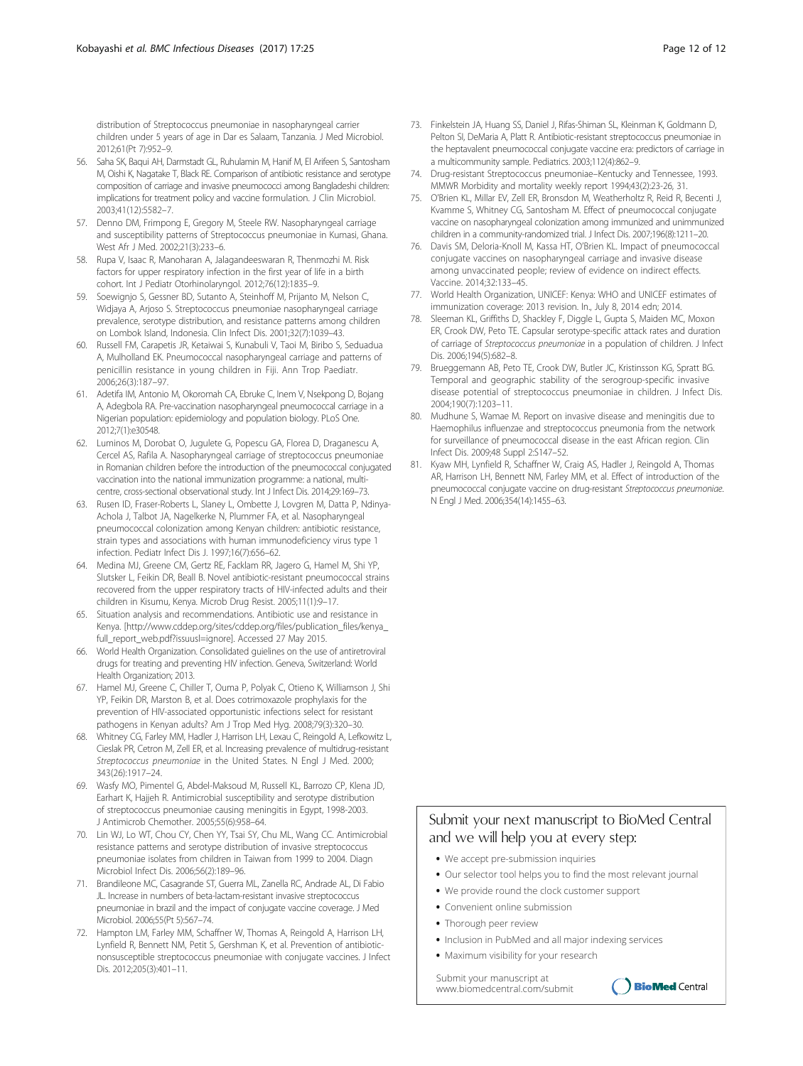distribution of Streptococcus pneumoniae in nasopharyngeal carrier children under 5 years of age in Dar es Salaam, Tanzania. J Med Microbiol. 2012;61(Pt 7):952–9.

56. Saha SK, Baqui AH, Darmstadt GL, Ruhulamin M, Hanif M, El Arifeen S, Santosham M, Oishi K, Nagatake T, Black RE. Comparison of antibiotic resistance and serotype composition of carriage and invasive pneumococci among Bangladeshi children: implications for treatment policy and vaccine formulation. J Clin Microbiol. 2003;41(12):5582–7.
57. Denno DM, Frimpong E, Gregory M, Steele RW. Nasopharyngeal carriage and susceptibility patterns of Streptococcus pneumoniae in Kumasi, Ghana. West Afr J Med. 2002;21(3):233–6.
58. Rupa V, Isaac R, Manoharan A, Jalagandeeswaran R, Thenmozhi M. Risk factors for upper respiratory infection in the first year of life in a birth cohort. Int J Pediatr Otorhinolaryngol. 2012;76(12):1835–9.
59. Soewignjo S, Gessner BD, Sutanto A, Steinhoff M, Prijanto M, Nelson C, Widjaya A, Arjoso S. Streptococcus pneumoniae nasopharyngeal carriage prevalence, serotype distribution, and resistance patterns among children on Lombok Island, Indonesia. Clin Infect Dis. 2001;32(7):1039–43.
60. Russell FM, Carapetis JR, Ketaiwai S, Kunabuli V, Taoi M, Biribo S, Seduadua A, Mulholland EK. Pneumococcal nasopharyngeal carriage and patterns of penicillin resistance in young children in Fiji. Ann Trop Paediatr. 2006;26(3):187–97.
61. Adetifa IM, Antonio M, Okoromah CA, Ebruke C, Inem V, Nsekpong D, Bojang A, Adegbola RA. Pre-vaccination nasopharyngeal pneumococcal carriage in a Nigerian population: epidemiology and population biology. PLoS One. 2012;7(1):e30548.
62. Luminos M, Dorobat O, Jugulete G, Popescu GA, Florea D, Draganescu A, Cercel AS, Rafila A. Nasopharyngeal carriage of streptococcus pneumoniae in Romanian children before the introduction of the pneumococcal conjugated vaccination into the national immunization programme: a national, multi-centre, cross-sectional observational study. Int J Infect Dis. 2014;29:169–73.
63. Rusen ID, Fraser-Roberts L, Slaney L, Ombette J, Lovgren M, Datta P, Ndinya-Achola J, Talbot JA, Nagelkerke N, Plummer FA, et al. Nasopharyngeal pneumococcal colonization among Kenyan children: antibiotic resistance, strain types and associations with human immunodeficiency virus type 1 infection. Pediatr Infect Dis J. 1997;16(7):656–62.
64. Medina MJ, Greene CM, Gertz RE, Facklam RR, Jagero G, Hamel M, Shi YP, Slutsker L, Feikin DR, Beall B. Novel antibiotic-resistant pneumococcal strains recovered from the upper respiratory tracts of HIV-infected adults and their children in Kisumu, Kenya. Microb Drug Resist. 2005;11(1):9–17.
65. Situation analysis and recommendations. Antibiotic use and resistance in Kenya. [http://www.cddep.org/sites/cddep.org/files/publication_files/kenya_full_report_web.pdf?issuusl=ignore]. Accessed 27 May 2015.
66. World Health Organization. Consolidated guielines on the use of antiretroviral drugs for treating and preventing HIV infection. Geneva, Switzerland: World Health Organization; 2013.
67. Hamel MJ, Greene C, Chiller T, Ouma P, Polyak C, Otieno K, Williamson J, Shi YP, Feikin DR, Marston B, et al. Does cotrimoxazole prophylaxis for the prevention of HIV-associated opportunistic infections select for resistant pathogens in Kenyan adults? Am J Trop Med Hyg. 2008;79(3):320–30.
68. Whitney CG, Farley MM, Hadler J, Harrison LH, Lexau C, Reingold A, Lefkowitz L, Cieslak PR, Cetron M, Zell ER, et al. Increasing prevalence of multidrug-resistant *Streptococcus pneumoniae* in the United States. N Engl J Med. 2000; 343(26):1917–24.
69. Wasfy MO, Pimentel G, Abdel-Maksoud M, Russell KL, Barrozo CP, Klena JD, Earhart K, Hajjeh R. Antimicrobial susceptibility and serotype distribution of streptococcus pneumoniae causing meningitis in Egypt, 1998-2003. J Antimicrob Chemother. 2005;55(6):958–64.
70. Lin WJ, Lo WT, Chou CY, Chen YY, Tsai SY, Chu ML, Wang CC. Antimicrobial resistance patterns and serotype distribution of invasive streptococcus pneumoniae isolates from children in Taiwan from 1999 to 2004. Diagn Microbiol Infect Dis. 2006;56(2):189–96.
71. Brandileone MC, Casagrande ST, Guerra ML, Zanella RC, Andrade AL, Di Fabio JL. Increase in numbers of beta-lactam-resistant invasive streptococcus pneumoniae in brazil and the impact of conjugate vaccine coverage. J Med Microbiol. 2006;55(Pt 5):567–74.
72. Hampton LM, Farley MM, Schaffner W, Thomas A, Reingold A, Harrison LH, Lynfield R, Bennett NM, Petit S, Gershman K, et al. Prevention of antibiotic-nonsusceptible streptococcus pneumoniae with conjugate vaccines. J Infect Dis. 2012;205(3):401–11.
73. Finkelstein JA, Huang SS, Daniel J, Rifas-Shiman SL, Kleinman K, Goldmann D, Pelton SI, DeMaria A, Platt R. Antibiotic-resistant streptococcus pneumoniae in the heptavalent pneumococcal conjugate vaccine era: predictors of carriage in a multicommunity sample. Pediatrics. 2003;112(4):862–9.
74. Drug-resistant Streptococcus pneumoniae–Kentucky and Tennessee, 1993. MMWR Morbidity and mortality weekly report 1994;43(2):23-26, 31.
75. O'Brien KL, Millar EV, Zell ER, Bronsdon M, Weatherholtz R, Reid R, Becenti J, Kvamme S, Whitney CG, Santosham M. Effect of pneumococcal conjugate vaccine on nasopharyngeal colonization among immunized and unimmunized children in a community-randomized trial. J Infect Dis. 2007;196(8):1211–20.
76. Davis SM, Deloria-Knoll M, Kassa HT, O'Brien KL. Impact of pneumococcal conjugate vaccines on nasopharyngeal carriage and invasive disease among unvaccinated people; review of evidence on indirect effects. Vaccine. 2014;32:133–45.
77. World Health Organization, UNICEF: Kenya: WHO and UNICEF estimates of immunization coverage: 2013 revision. In., July 8, 2014 edn; 2014.
78. Sleeman KL, Griffiths D, Shackley F, Diggle L, Gupta S, Maiden MC, Moxon ER, Crook DW, Peto TE. Capsular serotype-specific attack rates and duration of carriage of *Streptococcus pneumoniae* in a population of children. J Infect Dis. 2006;194(5):682–8.
79. Brueggemann AB, Peto TE, Crook DW, Butler JC, Kristinsson KG, Spratt BG. Temporal and geographic stability of the serogroup-specific invasive disease potential of streptococcus pneumoniae in children. J Infect Dis. 2004;190(7):1203–11.
80. Mudhune S, Wamae M. Report on invasive disease and meningitis due to Haemophilus influenzae and streptococcus pneumonia from the network for surveillance of pneumococcal disease in the east African region. Clin Infect Dis. 2009;48 Suppl 2:S147–52.
81. Kyaw MH, Lynfield R, Schaffner W, Craig AS, Hadler J, Reingold A, Thomas AR, Harrison LH, Bennett NM, Farley MM, et al. Effect of introduction of the pneumococcal conjugate vaccine on drug-resistant *Streptococcus pneumoniae*. N Engl J Med. 2006;354(14):1455–63.

Submit your next manuscript to BioMed Central and we will help you at every step:

- We accept pre-submission inquiries
- Our selector tool helps you to find the most relevant journal
- We provide round the clock customer support
- Convenient online submission
- Thorough peer review
- Inclusion in PubMed and all major indexing services
- Maximum visibility for your research

Submit your manuscript at www.biomedcentral.com/submit

BioMed Central